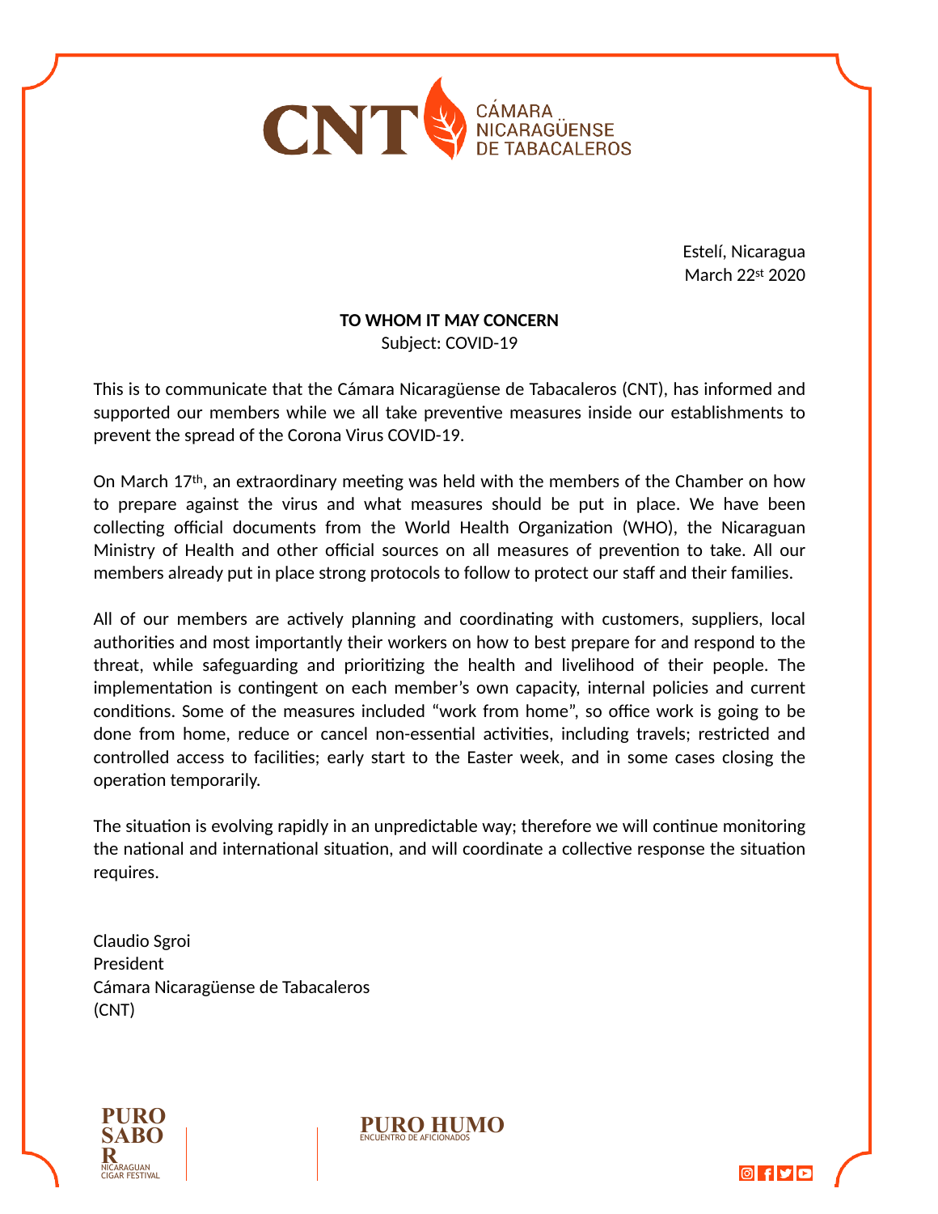CNT CÁMARA NICARAGÜENSE DE TABACALEROS

Estelí, Nicaragua
March 22st 2020

**TO WHOM IT MAY CONCERN**
Subject: COVID-19

This is to communicate that the Cámara Nicaragüense de Tabacaleros (CNT), has informed and supported our members while we all take preventive measures inside our establishments to prevent the spread of the Corona Virus COVID-19.

On March 17th, an extraordinary meeting was held with the members of the Chamber on how to prepare against the virus and what measures should be put in place. We have been collecting official documents from the World Health Organization (WHO), the Nicaraguan Ministry of Health and other official sources on all measures of prevention to take. All our members already put in place strong protocols to follow to protect our staff and their families.

All of our members are actively planning and coordinating with customers, suppliers, local authorities and most importantly their workers on how to best prepare for and respond to the threat, while safeguarding and prioritizing the health and livelihood of their people. The implementation is contingent on each member's own capacity, internal policies and current conditions. Some of the measures included "work from home", so office work is going to be done from home, reduce or cancel non-essential activities, including travels; restricted and controlled access to facilities; early start to the Easter week, and in some cases closing the operation temporarily.

The situation is evolving rapidly in an unpredictable way; therefore we will continue monitoring the national and international situation, and will coordinate a collective response the situation requires.

Claudio Sgroi
President
Cámara Nicaragüense de Tabacaleros
(CNT)

PURO SABOR NICARAGUAN CIGAR FESTIVAL

PURO HUMO ENCUENTRO DE AFICIONADOS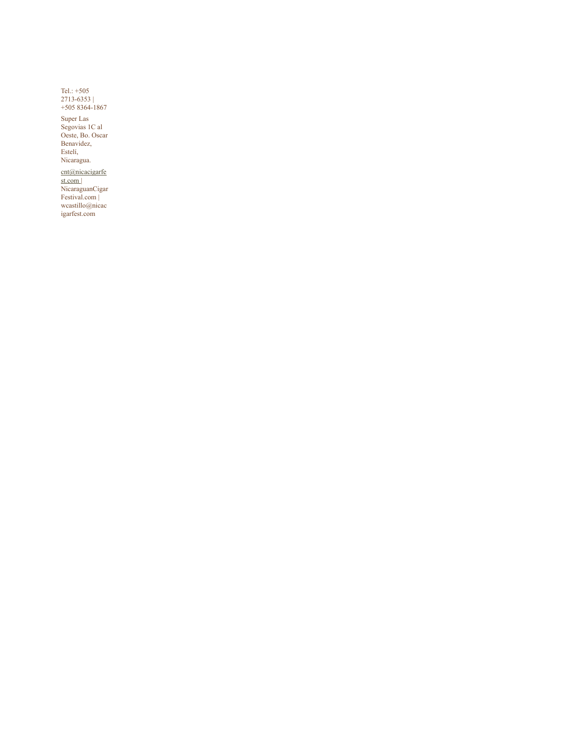Tel.: +505 2713-6353 | +505 8364-1867

Super Las Segovias 1C al Oeste, Bo. Oscar Benavidez, Estelí, Nicaragua.

cnt@nicacigarfest.com | NicaraguanCigarFestival.com | wcastillo@nicacigarfest.com